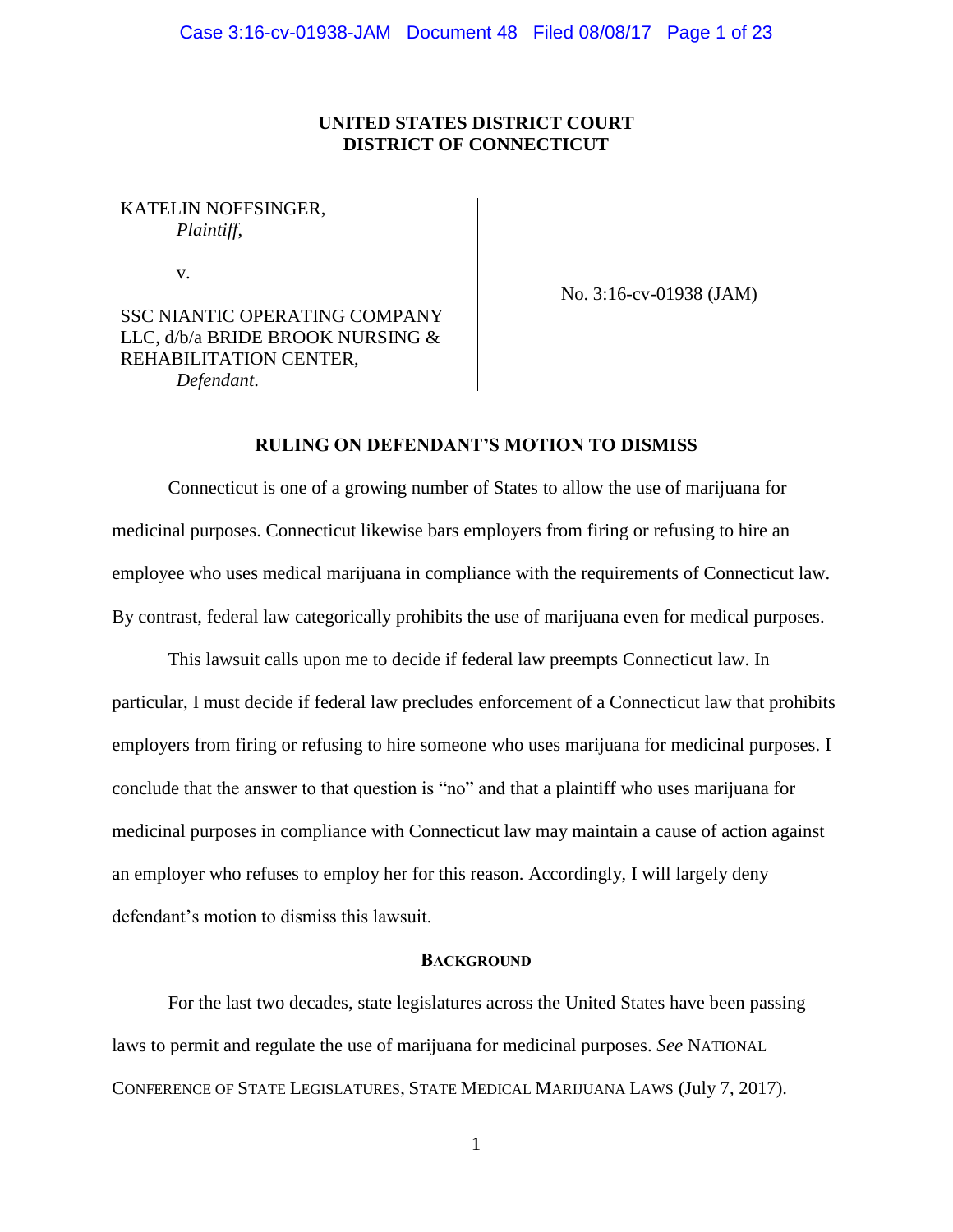**UNITED STATES DISTRICT COURT**
**DISTRICT OF CONNECTICUT**

KATELIN NOFFSINGER,
*Plaintiff*,

v.

SSC NIANTIC OPERATING COMPANY LLC, d/b/a BRIDE BROOK NURSING & REHABILITATION CENTER,
*Defendant*.

No. 3:16-cv-01938 (JAM)

**RULING ON DEFENDANT'S MOTION TO DISMISS**

Connecticut is one of a growing number of States to allow the use of marijuana for medicinal purposes. Connecticut likewise bars employers from firing or refusing to hire an employee who uses medical marijuana in compliance with the requirements of Connecticut law. By contrast, federal law categorically prohibits the use of marijuana even for medical purposes.

This lawsuit calls upon me to decide if federal law preempts Connecticut law. In particular, I must decide if federal law precludes enforcement of a Connecticut law that prohibits employers from firing or refusing to hire someone who uses marijuana for medicinal purposes. I conclude that the answer to that question is "no" and that a plaintiff who uses marijuana for medicinal purposes in compliance with Connecticut law may maintain a cause of action against an employer who refuses to employ her for this reason. Accordingly, I will largely deny defendant's motion to dismiss this lawsuit.

**BACKGROUND**

For the last two decades, state legislatures across the United States have been passing laws to permit and regulate the use of marijuana for medicinal purposes. *See* NATIONAL CONFERENCE OF STATE LEGISLATURES, STATE MEDICAL MARIJUANA LAWS (July 7, 2017).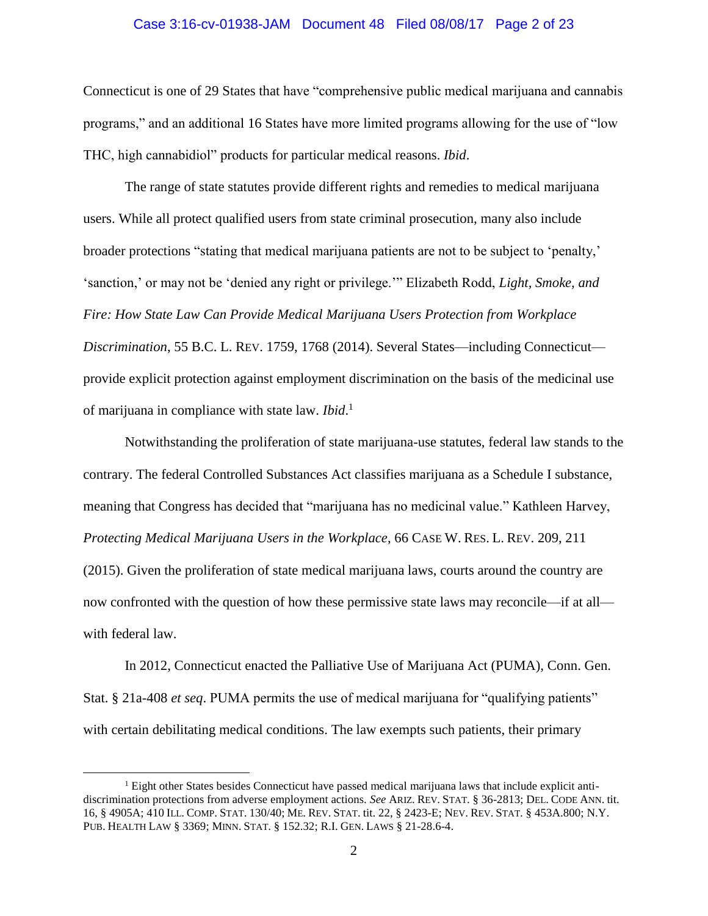Connecticut is one of 29 States that have "comprehensive public medical marijuana and cannabis programs," and an additional 16 States have more limited programs allowing for the use of "low THC, high cannabidiol" products for particular medical reasons. *Ibid*.

The range of state statutes provide different rights and remedies to medical marijuana users. While all protect qualified users from state criminal prosecution, many also include broader protections "stating that medical marijuana patients are not to be subject to 'penalty,' 'sanction,' or may not be 'denied any right or privilege.'" Elizabeth Rodd, *Light, Smoke, and Fire: How State Law Can Provide Medical Marijuana Users Protection from Workplace Discrimination*, 55 B.C. L. REV. 1759, 1768 (2014). Several States—including Connecticut—provide explicit protection against employment discrimination on the basis of the medicinal use of marijuana in compliance with state law. *Ibid*.[1]

Notwithstanding the proliferation of state marijuana-use statutes, federal law stands to the contrary. The federal Controlled Substances Act classifies marijuana as a Schedule I substance, meaning that Congress has decided that "marijuana has no medicinal value." Kathleen Harvey, *Protecting Medical Marijuana Users in the Workplace*, 66 CASE W. RES. L. REV. 209, 211 (2015). Given the proliferation of state medical marijuana laws, courts around the country are now confronted with the question of how these permissive state laws may reconcile—if at all—with federal law.

In 2012, Connecticut enacted the Palliative Use of Marijuana Act (PUMA), Conn. Gen. Stat. § 21a-408 *et seq*. PUMA permits the use of medical marijuana for "qualifying patients" with certain debilitating medical conditions. The law exempts such patients, their primary

---

[1] Eight other States besides Connecticut have passed medical marijuana laws that include explicit anti-discrimination protections from adverse employment actions. *See* ARIZ. REV. STAT. § 36-2813; DEL. CODE ANN. tit. 16, § 4905A; 410 ILL. COMP. STAT. 130/40; ME. REV. STAT. tit. 22, § 2423-E; NEV. REV. STAT. § 453A.800; N.Y. PUB. HEALTH LAW § 3369; MINN. STAT. § 152.32; R.I. GEN. LAWS § 21-28.6-4.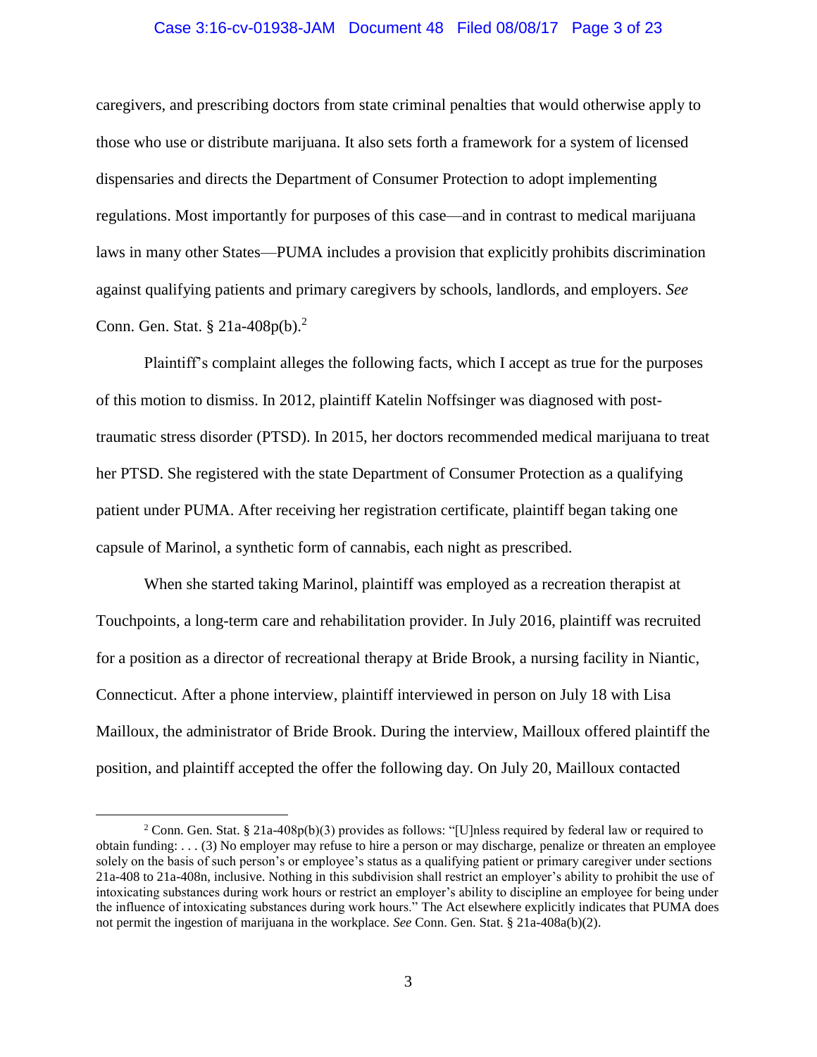caregivers, and prescribing doctors from state criminal penalties that would otherwise apply to those who use or distribute marijuana. It also sets forth a framework for a system of licensed dispensaries and directs the Department of Consumer Protection to adopt implementing regulations. Most importantly for purposes of this case—and in contrast to medical marijuana laws in many other States—PUMA includes a provision that explicitly prohibits discrimination against qualifying patients and primary caregivers by schools, landlords, and employers. *See* Conn. Gen. Stat. § 21a-408p(b).[2]

Plaintiff's complaint alleges the following facts, which I accept as true for the purposes of this motion to dismiss. In 2012, plaintiff Katelin Noffsinger was diagnosed with post-traumatic stress disorder (PTSD). In 2015, her doctors recommended medical marijuana to treat her PTSD. She registered with the state Department of Consumer Protection as a qualifying patient under PUMA. After receiving her registration certificate, plaintiff began taking one capsule of Marinol, a synthetic form of cannabis, each night as prescribed.

When she started taking Marinol, plaintiff was employed as a recreation therapist at Touchpoints, a long-term care and rehabilitation provider. In July 2016, plaintiff was recruited for a position as a director of recreational therapy at Bride Brook, a nursing facility in Niantic, Connecticut. After a phone interview, plaintiff interviewed in person on July 18 with Lisa Mailloux, the administrator of Bride Brook. During the interview, Mailloux offered plaintiff the position, and plaintiff accepted the offer the following day. On July 20, Mailloux contacted

---

[2] Conn. Gen. Stat. § 21a-408p(b)(3) provides as follows: "[U]nless required by federal law or required to obtain funding: . . . (3) No employer may refuse to hire a person or may discharge, penalize or threaten an employee solely on the basis of such person's or employee's status as a qualifying patient or primary caregiver under sections 21a-408 to 21a-408n, inclusive. Nothing in this subdivision shall restrict an employer's ability to prohibit the use of intoxicating substances during work hours or restrict an employer's ability to discipline an employee for being under the influence of intoxicating substances during work hours." The Act elsewhere explicitly indicates that PUMA does not permit the ingestion of marijuana in the workplace. *See* Conn. Gen. Stat. § 21a-408a(b)(2).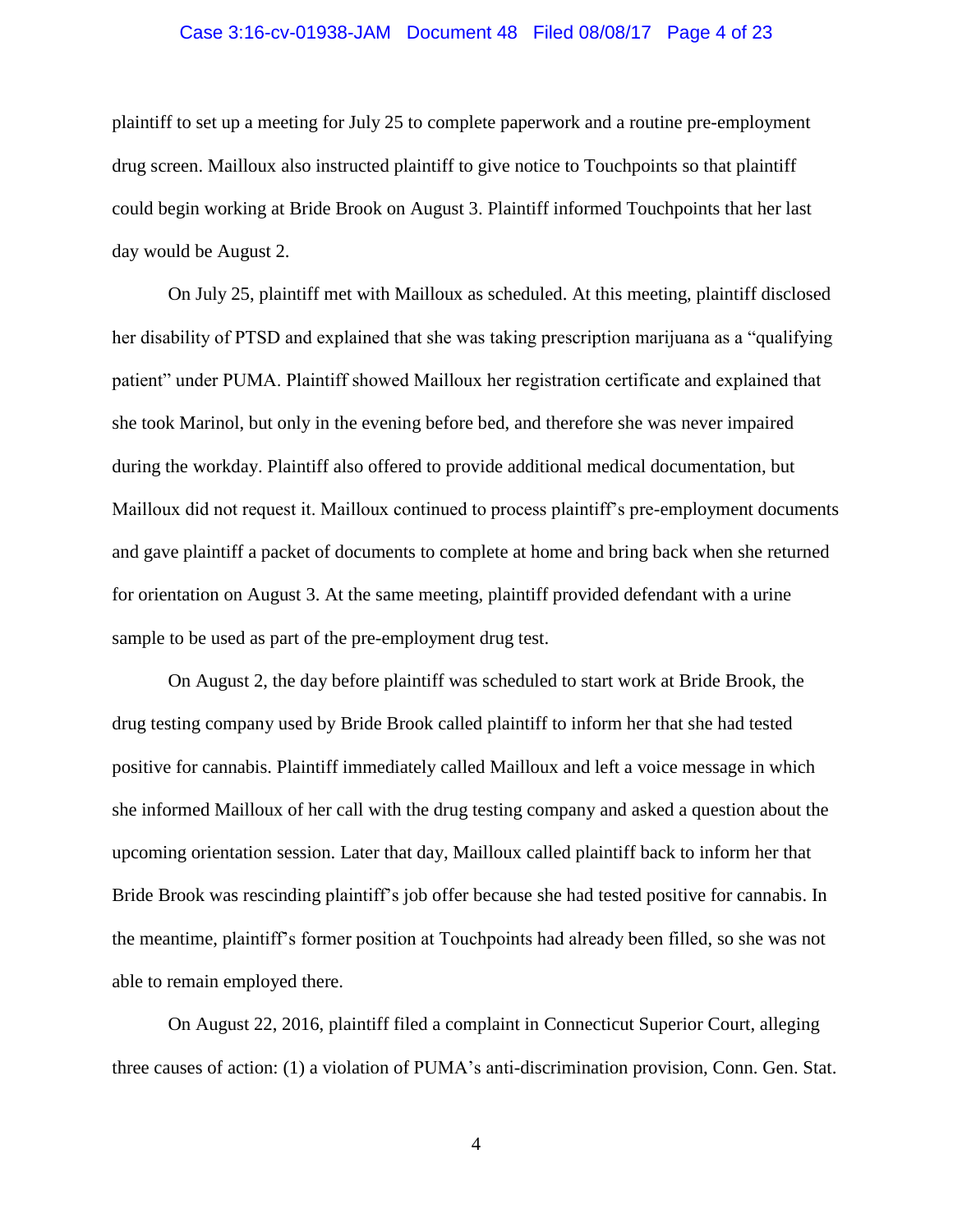plaintiff to set up a meeting for July 25 to complete paperwork and a routine pre-employment drug screen. Mailloux also instructed plaintiff to give notice to Touchpoints so that plaintiff could begin working at Bride Brook on August 3. Plaintiff informed Touchpoints that her last day would be August 2.

On July 25, plaintiff met with Mailloux as scheduled. At this meeting, plaintiff disclosed her disability of PTSD and explained that she was taking prescription marijuana as a "qualifying patient" under PUMA. Plaintiff showed Mailloux her registration certificate and explained that she took Marinol, but only in the evening before bed, and therefore she was never impaired during the workday. Plaintiff also offered to provide additional medical documentation, but Mailloux did not request it. Mailloux continued to process plaintiff's pre-employment documents and gave plaintiff a packet of documents to complete at home and bring back when she returned for orientation on August 3. At the same meeting, plaintiff provided defendant with a urine sample to be used as part of the pre-employment drug test.

On August 2, the day before plaintiff was scheduled to start work at Bride Brook, the drug testing company used by Bride Brook called plaintiff to inform her that she had tested positive for cannabis. Plaintiff immediately called Mailloux and left a voice message in which she informed Mailloux of her call with the drug testing company and asked a question about the upcoming orientation session. Later that day, Mailloux called plaintiff back to inform her that Bride Brook was rescinding plaintiff's job offer because she had tested positive for cannabis. In the meantime, plaintiff's former position at Touchpoints had already been filled, so she was not able to remain employed there.

On August 22, 2016, plaintiff filed a complaint in Connecticut Superior Court, alleging three causes of action: (1) a violation of PUMA's anti-discrimination provision, Conn. Gen. Stat.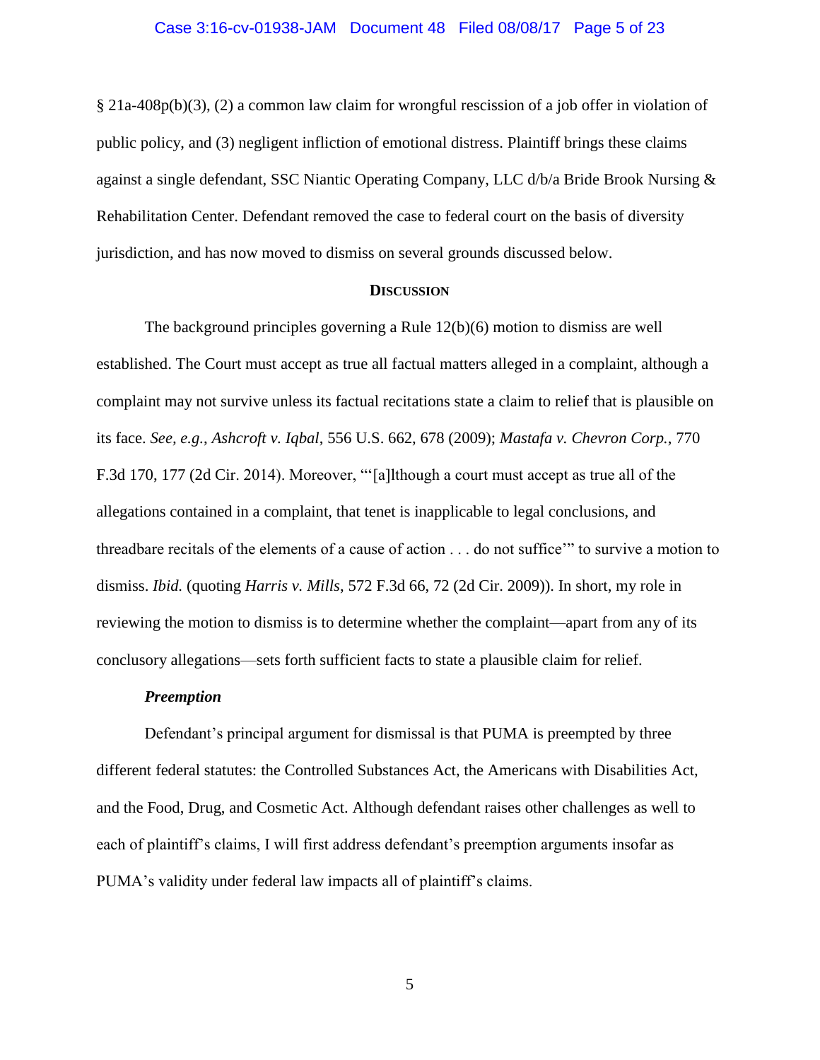§ 21a-408p(b)(3), (2) a common law claim for wrongful rescission of a job offer in violation of public policy, and (3) negligent infliction of emotional distress. Plaintiff brings these claims against a single defendant, SSC Niantic Operating Company, LLC d/b/a Bride Brook Nursing & Rehabilitation Center. Defendant removed the case to federal court on the basis of diversity jurisdiction, and has now moved to dismiss on several grounds discussed below.

## DISCUSSION

The background principles governing a Rule 12(b)(6) motion to dismiss are well established. The Court must accept as true all factual matters alleged in a complaint, although a complaint may not survive unless its factual recitations state a claim to relief that is plausible on its face. *See, e.g.*, *Ashcroft v. Iqbal*, 556 U.S. 662, 678 (2009); *Mastafa v. Chevron Corp.*, 770 F.3d 170, 177 (2d Cir. 2014). Moreover, "'[a]lthough a court must accept as true all of the allegations contained in a complaint, that tenet is inapplicable to legal conclusions, and threadbare recitals of the elements of a cause of action . . . do not suffice'" to survive a motion to dismiss. *Ibid.* (quoting *Harris v. Mills*, 572 F.3d 66, 72 (2d Cir. 2009)). In short, my role in reviewing the motion to dismiss is to determine whether the complaint—apart from any of its conclusory allegations—sets forth sufficient facts to state a plausible claim for relief.

### *Preemption*

Defendant's principal argument for dismissal is that PUMA is preempted by three different federal statutes: the Controlled Substances Act, the Americans with Disabilities Act, and the Food, Drug, and Cosmetic Act. Although defendant raises other challenges as well to each of plaintiff's claims, I will first address defendant's preemption arguments insofar as PUMA's validity under federal law impacts all of plaintiff's claims.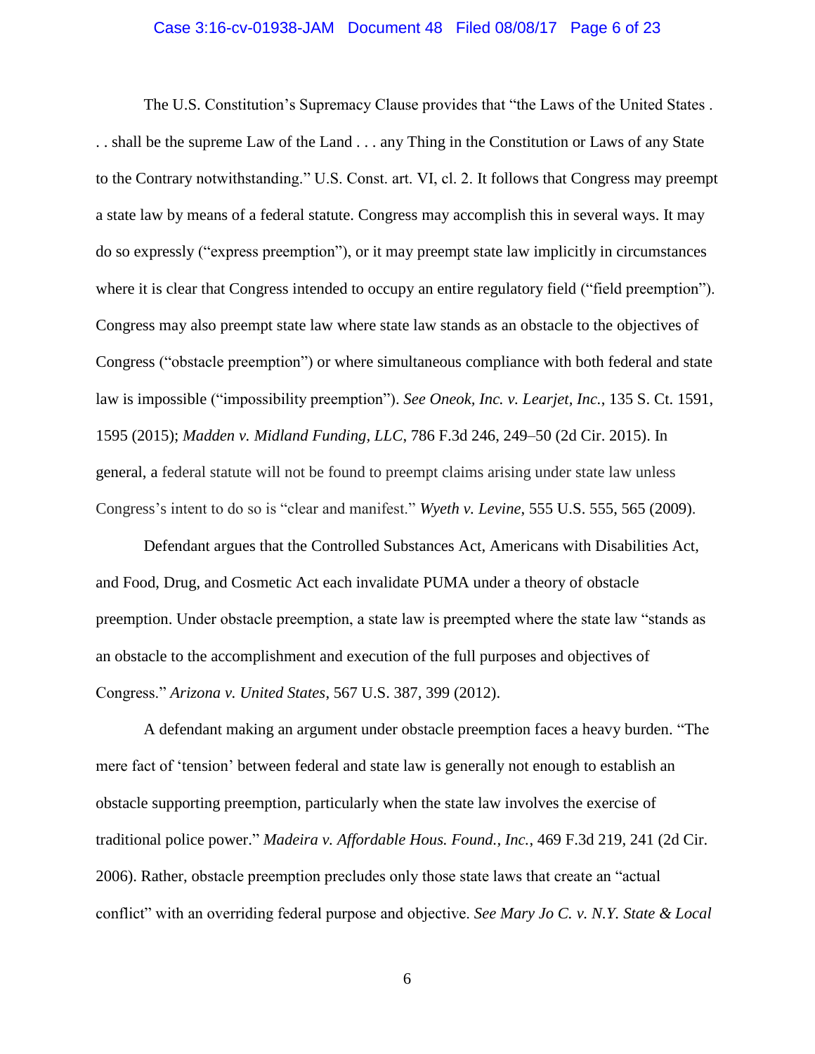The U.S. Constitution's Supremacy Clause provides that "the Laws of the United States . . . shall be the supreme Law of the Land . . . any Thing in the Constitution or Laws of any State to the Contrary notwithstanding." U.S. Const. art. VI, cl. 2. It follows that Congress may preempt a state law by means of a federal statute. Congress may accomplish this in several ways. It may do so expressly ("express preemption"), or it may preempt state law implicitly in circumstances where it is clear that Congress intended to occupy an entire regulatory field ("field preemption"). Congress may also preempt state law where state law stands as an obstacle to the objectives of Congress ("obstacle preemption") or where simultaneous compliance with both federal and state law is impossible ("impossibility preemption"). *See Oneok, Inc. v. Learjet, Inc.*, 135 S. Ct. 1591, 1595 (2015); *Madden v. Midland Funding, LLC*, 786 F.3d 246, 249–50 (2d Cir. 2015). In general, a federal statute will not be found to preempt claims arising under state law unless Congress's intent to do so is "clear and manifest." *Wyeth v. Levine*, 555 U.S. 555, 565 (2009).

Defendant argues that the Controlled Substances Act, Americans with Disabilities Act, and Food, Drug, and Cosmetic Act each invalidate PUMA under a theory of obstacle preemption. Under obstacle preemption, a state law is preempted where the state law "stands as an obstacle to the accomplishment and execution of the full purposes and objectives of Congress." *Arizona v. United States*, 567 U.S. 387, 399 (2012).

A defendant making an argument under obstacle preemption faces a heavy burden. "The mere fact of 'tension' between federal and state law is generally not enough to establish an obstacle supporting preemption, particularly when the state law involves the exercise of traditional police power." *Madeira v. Affordable Hous. Found., Inc.*, 469 F.3d 219, 241 (2d Cir. 2006). Rather, obstacle preemption precludes only those state laws that create an "actual conflict" with an overriding federal purpose and objective. *See Mary Jo C. v. N.Y. State & Local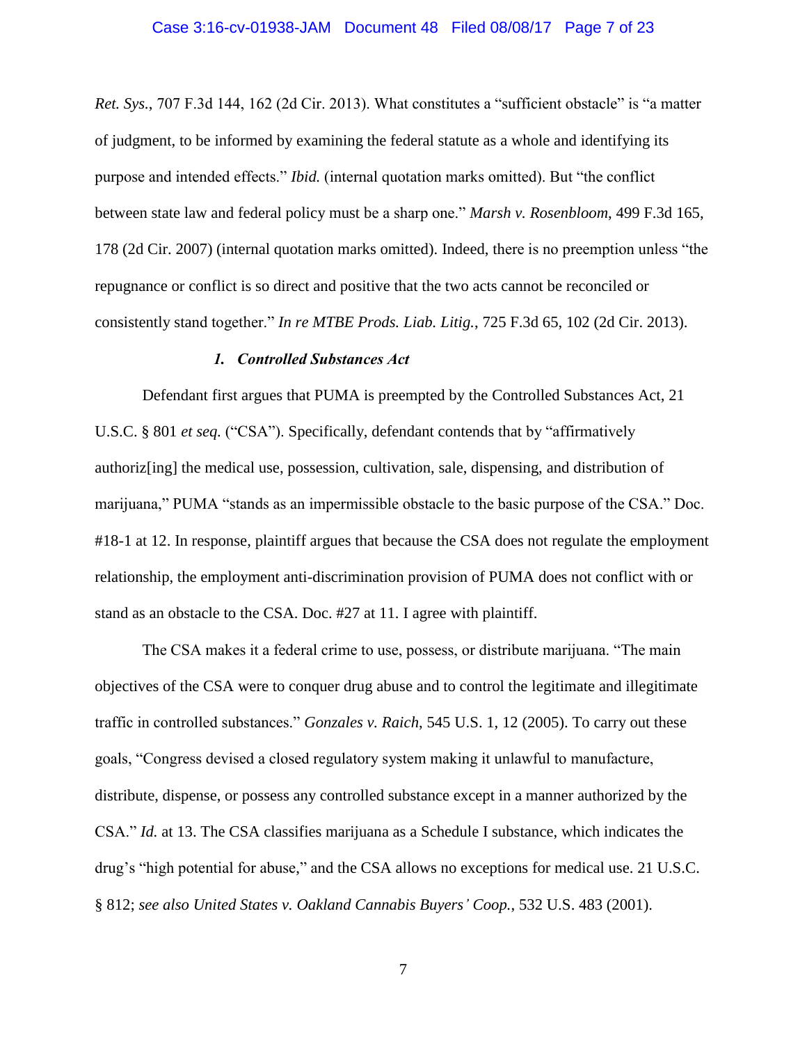*Ret. Sys.*, 707 F.3d 144, 162 (2d Cir. 2013). What constitutes a "sufficient obstacle" is "a matter of judgment, to be informed by examining the federal statute as a whole and identifying its purpose and intended effects." *Ibid.* (internal quotation marks omitted). But "the conflict between state law and federal policy must be a sharp one." *Marsh v. Rosenbloom*, 499 F.3d 165, 178 (2d Cir. 2007) (internal quotation marks omitted). Indeed, there is no preemption unless "the repugnance or conflict is so direct and positive that the two acts cannot be reconciled or consistently stand together." *In re MTBE Prods. Liab. Litig.*, 725 F.3d 65, 102 (2d Cir. 2013).

***1. Controlled Substances Act***

Defendant first argues that PUMA is preempted by the Controlled Substances Act, 21 U.S.C. § 801 *et seq.* ("CSA"). Specifically, defendant contends that by "affirmatively authoriz[ing] the medical use, possession, cultivation, sale, dispensing, and distribution of marijuana," PUMA "stands as an impermissible obstacle to the basic purpose of the CSA." Doc. #18-1 at 12. In response, plaintiff argues that because the CSA does not regulate the employment relationship, the employment anti-discrimination provision of PUMA does not conflict with or stand as an obstacle to the CSA. Doc. #27 at 11. I agree with plaintiff.

The CSA makes it a federal crime to use, possess, or distribute marijuana. "The main objectives of the CSA were to conquer drug abuse and to control the legitimate and illegitimate traffic in controlled substances." *Gonzales v. Raich*, 545 U.S. 1, 12 (2005). To carry out these goals, "Congress devised a closed regulatory system making it unlawful to manufacture, distribute, dispense, or possess any controlled substance except in a manner authorized by the CSA." *Id.* at 13. The CSA classifies marijuana as a Schedule I substance, which indicates the drug's "high potential for abuse," and the CSA allows no exceptions for medical use. 21 U.S.C. § 812; *see also United States v. Oakland Cannabis Buyers' Coop.*, 532 U.S. 483 (2001).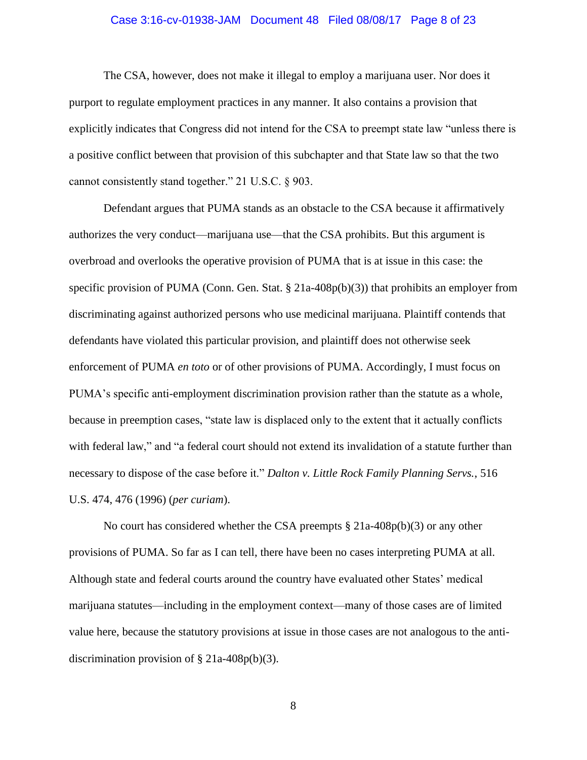The CSA, however, does not make it illegal to employ a marijuana user. Nor does it purport to regulate employment practices in any manner. It also contains a provision that explicitly indicates that Congress did not intend for the CSA to preempt state law "unless there is a positive conflict between that provision of this subchapter and that State law so that the two cannot consistently stand together." 21 U.S.C. § 903.

Defendant argues that PUMA stands as an obstacle to the CSA because it affirmatively authorizes the very conduct—marijuana use—that the CSA prohibits. But this argument is overbroad and overlooks the operative provision of PUMA that is at issue in this case: the specific provision of PUMA (Conn. Gen. Stat. § 21a-408p(b)(3)) that prohibits an employer from discriminating against authorized persons who use medicinal marijuana. Plaintiff contends that defendants have violated this particular provision, and plaintiff does not otherwise seek enforcement of PUMA *en toto* or of other provisions of PUMA. Accordingly, I must focus on PUMA's specific anti-employment discrimination provision rather than the statute as a whole, because in preemption cases, "state law is displaced only to the extent that it actually conflicts with federal law," and "a federal court should not extend its invalidation of a statute further than necessary to dispose of the case before it." *Dalton v. Little Rock Family Planning Servs.*, 516 U.S. 474, 476 (1996) (*per curiam*).

No court has considered whether the CSA preempts § 21a-408p(b)(3) or any other provisions of PUMA. So far as I can tell, there have been no cases interpreting PUMA at all. Although state and federal courts around the country have evaluated other States' medical marijuana statutes—including in the employment context—many of those cases are of limited value here, because the statutory provisions at issue in those cases are not analogous to the anti-discrimination provision of § 21a-408p(b)(3).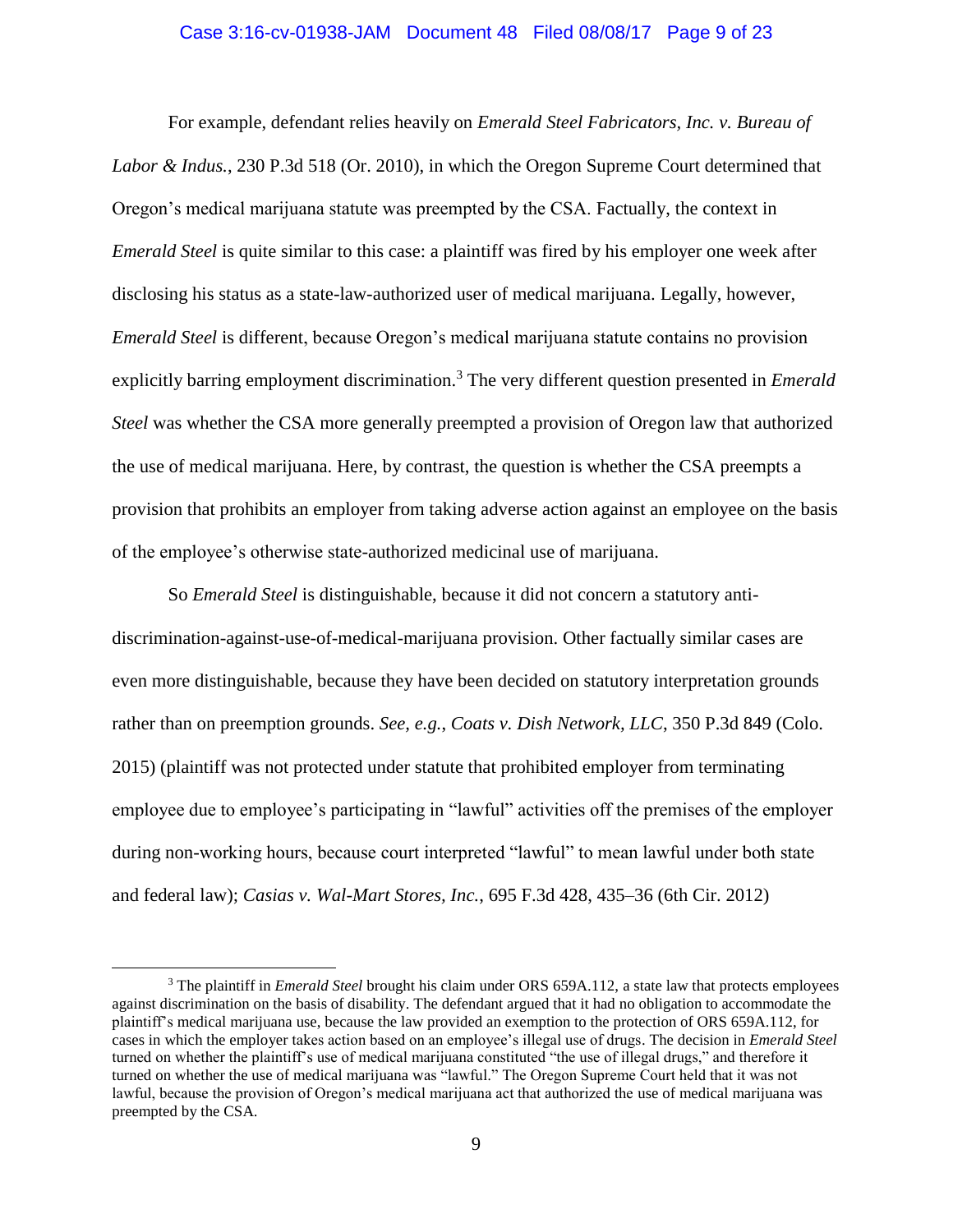For example, defendant relies heavily on *Emerald Steel Fabricators, Inc. v. Bureau of Labor & Indus.*, 230 P.3d 518 (Or. 2010), in which the Oregon Supreme Court determined that Oregon's medical marijuana statute was preempted by the CSA. Factually, the context in *Emerald Steel* is quite similar to this case: a plaintiff was fired by his employer one week after disclosing his status as a state-law-authorized user of medical marijuana. Legally, however, *Emerald Steel* is different, because Oregon's medical marijuana statute contains no provision explicitly barring employment discrimination.[3] The very different question presented in *Emerald Steel* was whether the CSA more generally preempted a provision of Oregon law that authorized the use of medical marijuana. Here, by contrast, the question is whether the CSA preempts a provision that prohibits an employer from taking adverse action against an employee on the basis of the employee's otherwise state-authorized medicinal use of marijuana.

So *Emerald Steel* is distinguishable, because it did not concern a statutory anti-discrimination-against-use-of-medical-marijuana provision. Other factually similar cases are even more distinguishable, because they have been decided on statutory interpretation grounds rather than on preemption grounds. *See, e.g.*, *Coats v. Dish Network, LLC*, 350 P.3d 849 (Colo. 2015) (plaintiff was not protected under statute that prohibited employer from terminating employee due to employee's participating in "lawful" activities off the premises of the employer during non-working hours, because court interpreted "lawful" to mean lawful under both state and federal law); *Casias v. Wal-Mart Stores, Inc.*, 695 F.3d 428, 435–36 (6th Cir. 2012)

---

[3] The plaintiff in *Emerald Steel* brought his claim under ORS 659A.112, a state law that protects employees against discrimination on the basis of disability. The defendant argued that it had no obligation to accommodate the plaintiff's medical marijuana use, because the law provided an exemption to the protection of ORS 659A.112, for cases in which the employer takes action based on an employee's illegal use of drugs. The decision in *Emerald Steel* turned on whether the plaintiff's use of medical marijuana constituted "the use of illegal drugs," and therefore it turned on whether the use of medical marijuana was "lawful." The Oregon Supreme Court held that it was not lawful, because the provision of Oregon's medical marijuana act that authorized the use of medical marijuana was preempted by the CSA.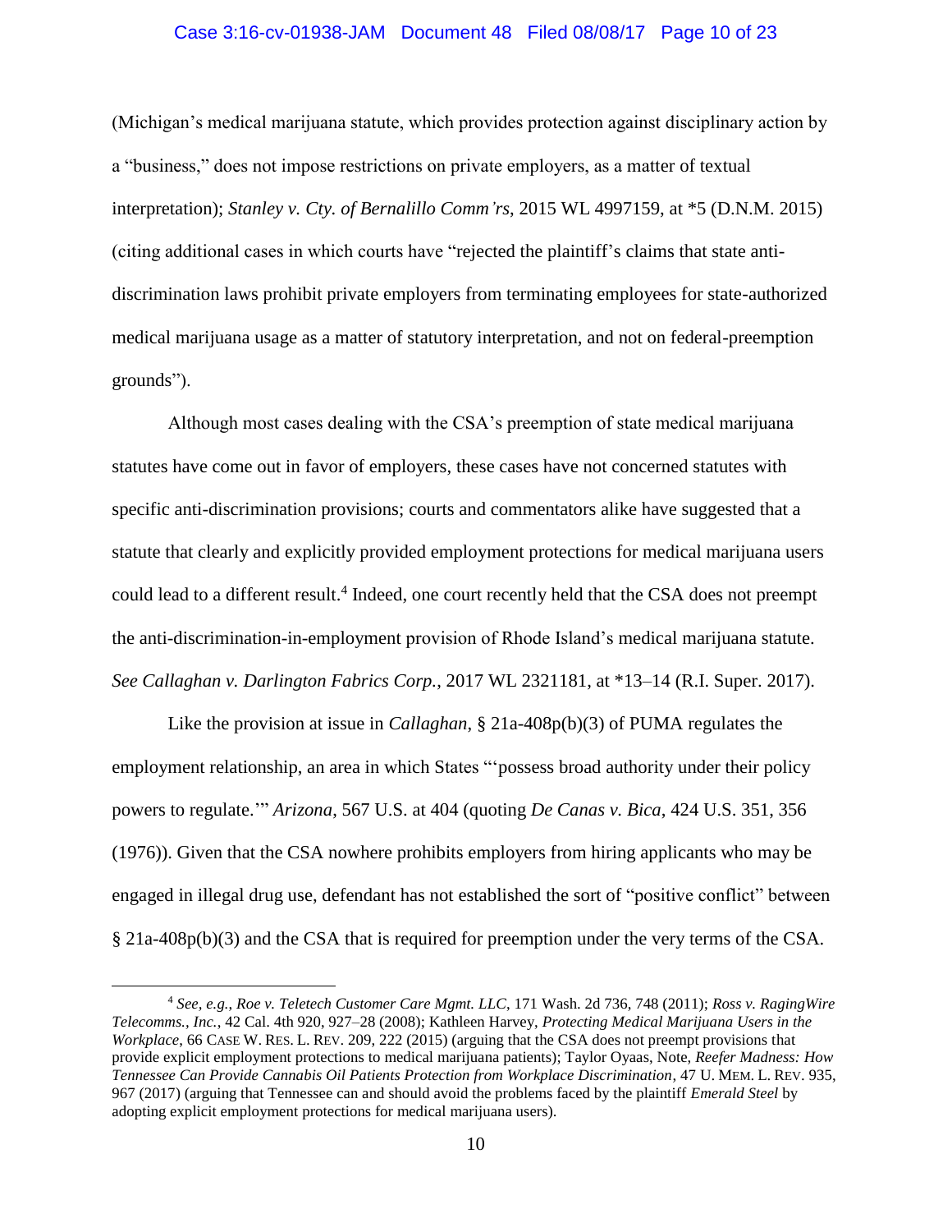(Michigan's medical marijuana statute, which provides protection against disciplinary action by a "business," does not impose restrictions on private employers, as a matter of textual interpretation); *Stanley v. Cty. of Bernalillo Comm'rs*, 2015 WL 4997159, at *5 (D.N.M. 2015) (citing additional cases in which courts have "rejected the plaintiff's claims that state anti-discrimination laws prohibit private employers from terminating employees for state-authorized medical marijuana usage as a matter of statutory interpretation, and not on federal-preemption grounds").

Although most cases dealing with the CSA's preemption of state medical marijuana statutes have come out in favor of employers, these cases have not concerned statutes with specific anti-discrimination provisions; courts and commentators alike have suggested that a statute that clearly and explicitly provided employment protections for medical marijuana users could lead to a different result.[4] Indeed, one court recently held that the CSA does not preempt the anti-discrimination-in-employment provision of Rhode Island's medical marijuana statute. *See Callaghan v. Darlington Fabrics Corp.*, 2017 WL 2321181, at *13–14 (R.I. Super. 2017).

Like the provision at issue in *Callaghan*, § 21a-408p(b)(3) of PUMA regulates the employment relationship, an area in which States "'possess broad authority under their policy powers to regulate.'" *Arizona*, 567 U.S. at 404 (quoting *De Canas v. Bica*, 424 U.S. 351, 356 (1976)). Given that the CSA nowhere prohibits employers from hiring applicants who may be engaged in illegal drug use, defendant has not established the sort of "positive conflict" between § 21a-408p(b)(3) and the CSA that is required for preemption under the very terms of the CSA.

---

[4] *See, e.g.*, *Roe v. Teletech Customer Care Mgmt. LLC*, 171 Wash. 2d 736, 748 (2011); *Ross v. RagingWire Telecomms., Inc.*, 42 Cal. 4th 920, 927–28 (2008); Kathleen Harvey, *Protecting Medical Marijuana Users in the Workplace*, 66 CASE W. RES. L. REV. 209, 222 (2015) (arguing that the CSA does not preempt provisions that provide explicit employment protections to medical marijuana patients); Taylor Oyaas, Note, *Reefer Madness: How Tennessee Can Provide Cannabis Oil Patients Protection from Workplace Discrimination*, 47 U. MEM. L. REV. 935, 967 (2017) (arguing that Tennessee can and should avoid the problems faced by the plaintiff *Emerald Steel* by adopting explicit employment protections for medical marijuana users).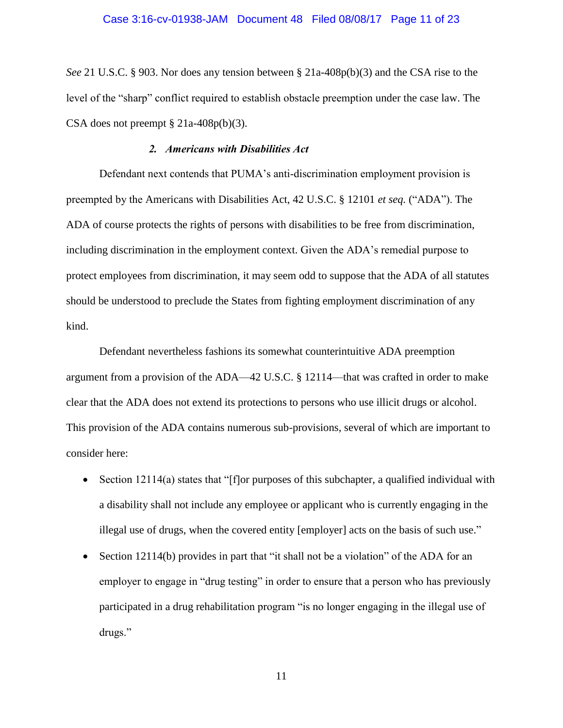*See* 21 U.S.C. § 903. Nor does any tension between § 21a-408p(b)(3) and the CSA rise to the level of the "sharp" conflict required to establish obstacle preemption under the case law. The CSA does not preempt § 21a-408p(b)(3).

### *2. Americans with Disabilities Act*

Defendant next contends that PUMA's anti-discrimination employment provision is preempted by the Americans with Disabilities Act, 42 U.S.C. § 12101 *et seq.* ("ADA"). The ADA of course protects the rights of persons with disabilities to be free from discrimination, including discrimination in the employment context. Given the ADA's remedial purpose to protect employees from discrimination, it may seem odd to suppose that the ADA of all statutes should be understood to preclude the States from fighting employment discrimination of any kind.

Defendant nevertheless fashions its somewhat counterintuitive ADA preemption argument from a provision of the ADA—42 U.S.C. § 12114—that was crafted in order to make clear that the ADA does not extend its protections to persons who use illicit drugs or alcohol. This provision of the ADA contains numerous sub-provisions, several of which are important to consider here:

- Section 12114(a) states that "[f]or purposes of this subchapter, a qualified individual with a disability shall not include any employee or applicant who is currently engaging in the illegal use of drugs, when the covered entity [employer] acts on the basis of such use."
- Section 12114(b) provides in part that "it shall not be a violation" of the ADA for an employer to engage in "drug testing" in order to ensure that a person who has previously participated in a drug rehabilitation program "is no longer engaging in the illegal use of drugs."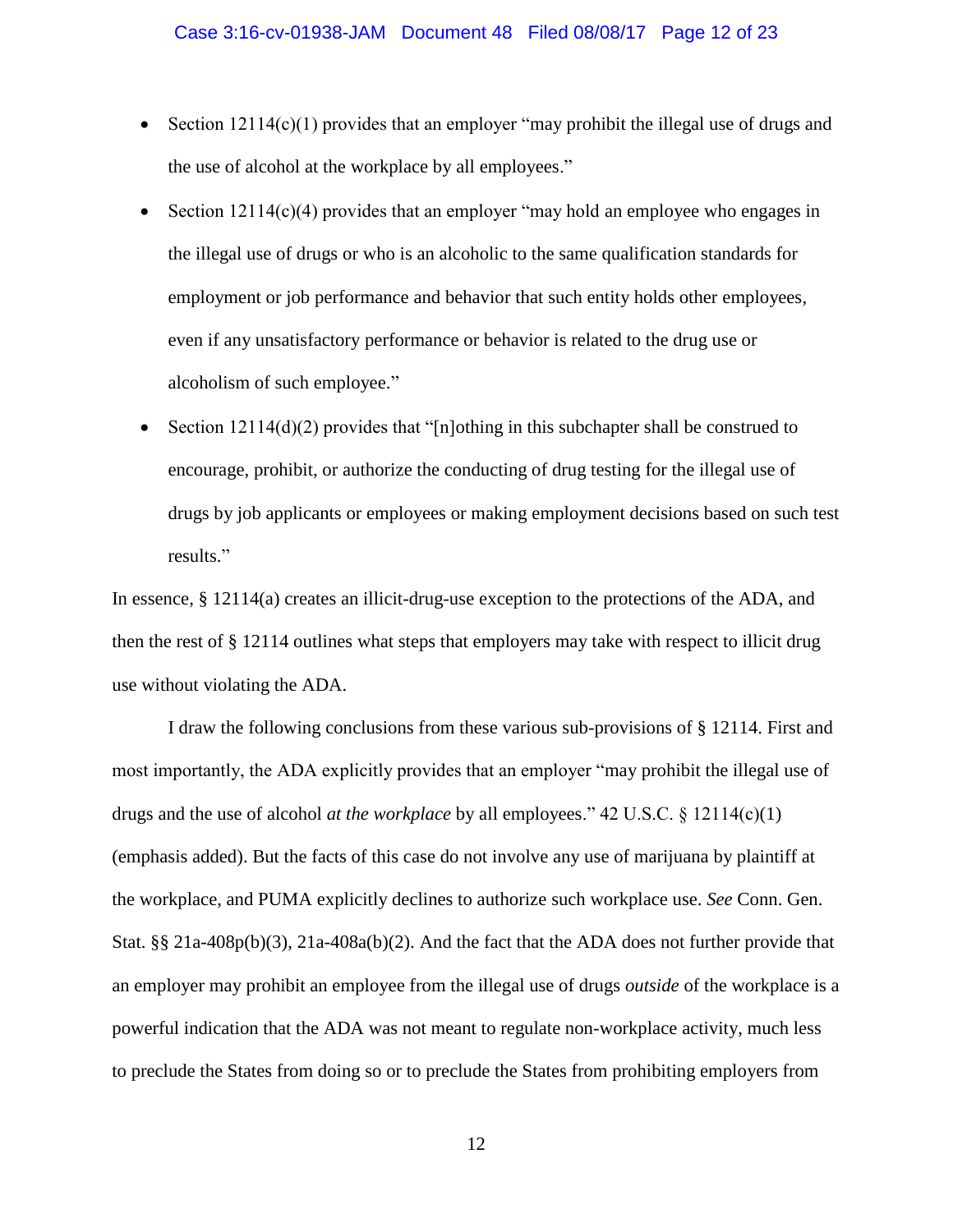- Section 12114(c)(1) provides that an employer "may prohibit the illegal use of drugs and the use of alcohol at the workplace by all employees."
- Section 12114(c)(4) provides that an employer "may hold an employee who engages in the illegal use of drugs or who is an alcoholic to the same qualification standards for employment or job performance and behavior that such entity holds other employees, even if any unsatisfactory performance or behavior is related to the drug use or alcoholism of such employee."
- Section 12114(d)(2) provides that "[n]othing in this subchapter shall be construed to encourage, prohibit, or authorize the conducting of drug testing for the illegal use of drugs by job applicants or employees or making employment decisions based on such test results."

In essence, § 12114(a) creates an illicit-drug-use exception to the protections of the ADA, and then the rest of § 12114 outlines what steps that employers may take with respect to illicit drug use without violating the ADA.

I draw the following conclusions from these various sub-provisions of § 12114. First and most importantly, the ADA explicitly provides that an employer "may prohibit the illegal use of drugs and the use of alcohol *at the workplace* by all employees." 42 U.S.C. § 12114(c)(1) (emphasis added). But the facts of this case do not involve any use of marijuana by plaintiff at the workplace, and PUMA explicitly declines to authorize such workplace use. *See* Conn. Gen. Stat. §§ 21a-408p(b)(3), 21a-408a(b)(2). And the fact that the ADA does not further provide that an employer may prohibit an employee from the illegal use of drugs *outside* of the workplace is a powerful indication that the ADA was not meant to regulate non-workplace activity, much less to preclude the States from doing so or to preclude the States from prohibiting employers from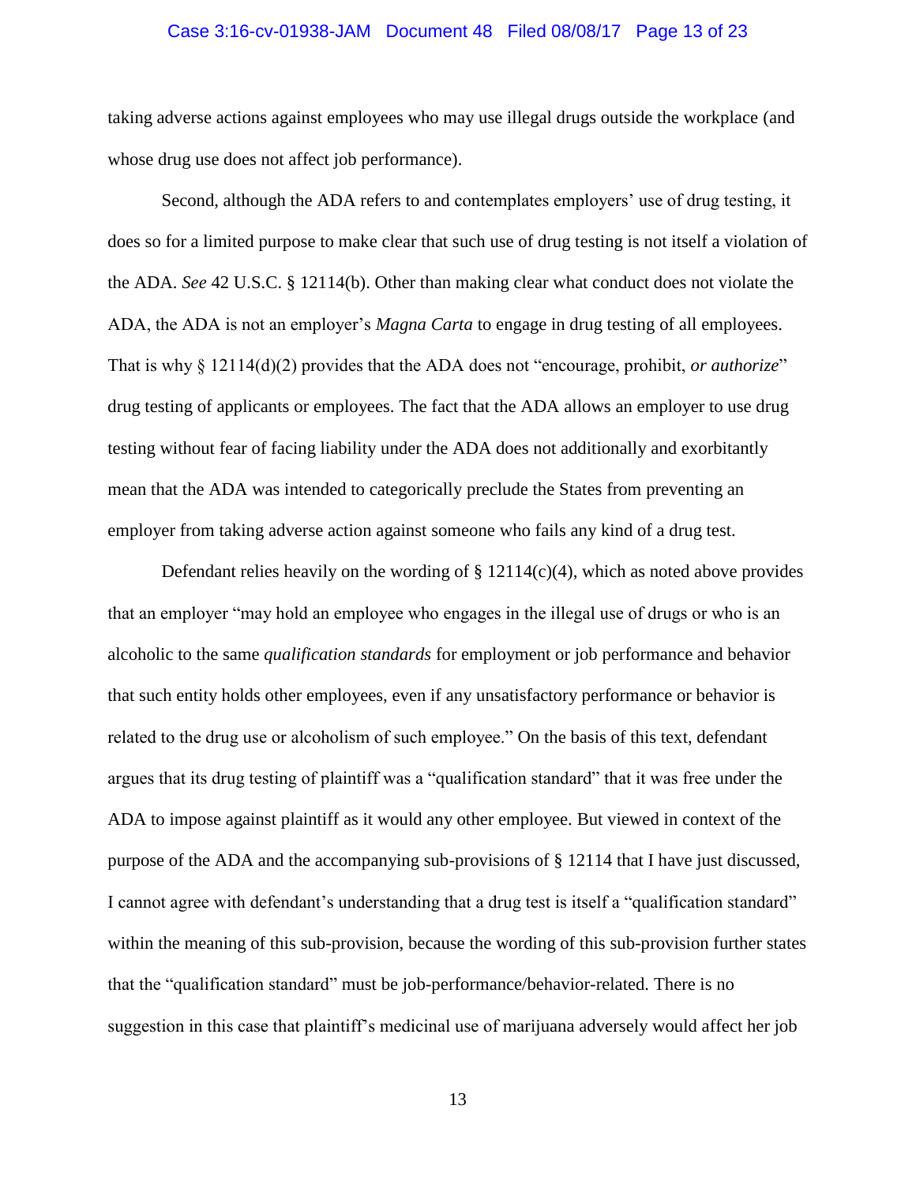taking adverse actions against employees who may use illegal drugs outside the workplace (and whose drug use does not affect job performance).

Second, although the ADA refers to and contemplates employers' use of drug testing, it does so for a limited purpose to make clear that such use of drug testing is not itself a violation of the ADA. *See* 42 U.S.C. § 12114(b). Other than making clear what conduct does not violate the ADA, the ADA is not an employer's *Magna Carta* to engage in drug testing of all employees. That is why § 12114(d)(2) provides that the ADA does not "encourage, prohibit, *or authorize*" drug testing of applicants or employees. The fact that the ADA allows an employer to use drug testing without fear of facing liability under the ADA does not additionally and exorbitantly mean that the ADA was intended to categorically preclude the States from preventing an employer from taking adverse action against someone who fails any kind of a drug test.

Defendant relies heavily on the wording of § 12114(c)(4), which as noted above provides that an employer "may hold an employee who engages in the illegal use of drugs or who is an alcoholic to the same *qualification standards* for employment or job performance and behavior that such entity holds other employees, even if any unsatisfactory performance or behavior is related to the drug use or alcoholism of such employee." On the basis of this text, defendant argues that its drug testing of plaintiff was a "qualification standard" that it was free under the ADA to impose against plaintiff as it would any other employee. But viewed in context of the purpose of the ADA and the accompanying sub-provisions of § 12114 that I have just discussed, I cannot agree with defendant's understanding that a drug test is itself a "qualification standard" within the meaning of this sub-provision, because the wording of this sub-provision further states that the "qualification standard" must be job-performance/behavior-related. There is no suggestion in this case that plaintiff's medicinal use of marijuana adversely would affect her job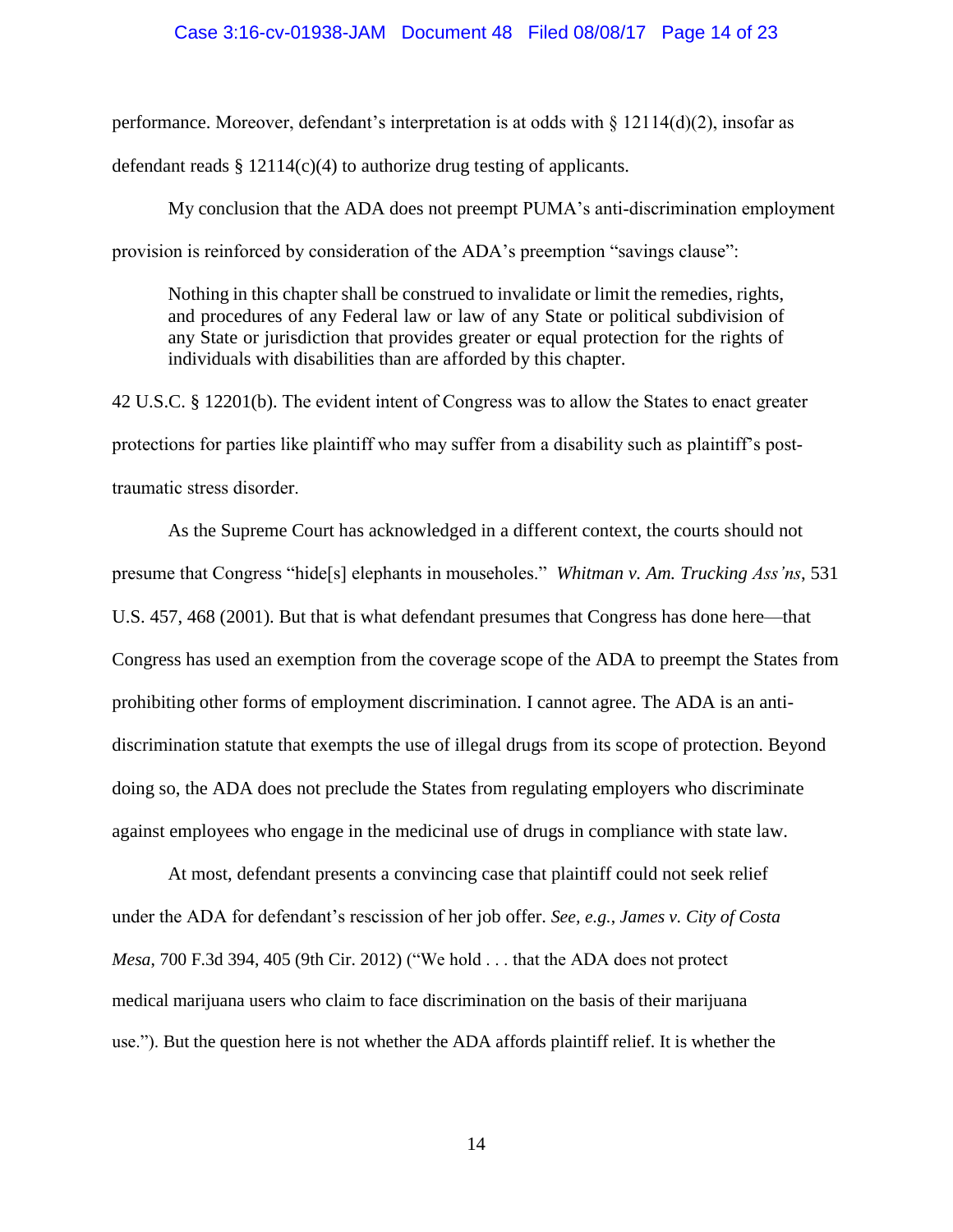performance. Moreover, defendant's interpretation is at odds with § 12114(d)(2), insofar as defendant reads § 12114(c)(4) to authorize drug testing of applicants.

My conclusion that the ADA does not preempt PUMA's anti-discrimination employment provision is reinforced by consideration of the ADA's preemption "savings clause":

> Nothing in this chapter shall be construed to invalidate or limit the remedies, rights, and procedures of any Federal law or law of any State or political subdivision of any State or jurisdiction that provides greater or equal protection for the rights of individuals with disabilities than are afforded by this chapter.

42 U.S.C. § 12201(b). The evident intent of Congress was to allow the States to enact greater protections for parties like plaintiff who may suffer from a disability such as plaintiff's post-traumatic stress disorder.

As the Supreme Court has acknowledged in a different context, the courts should not presume that Congress "hide[s] elephants in mouseholes." *Whitman v. Am. Trucking Ass'ns*, 531 U.S. 457, 468 (2001). But that is what defendant presumes that Congress has done here—that Congress has used an exemption from the coverage scope of the ADA to preempt the States from prohibiting other forms of employment discrimination. I cannot agree. The ADA is an anti-discrimination statute that exempts the use of illegal drugs from its scope of protection. Beyond doing so, the ADA does not preclude the States from regulating employers who discriminate against employees who engage in the medicinal use of drugs in compliance with state law.

At most, defendant presents a convincing case that plaintiff could not seek relief under the ADA for defendant's rescission of her job offer. *See, e.g.*, *James v. City of Costa Mesa*, 700 F.3d 394, 405 (9th Cir. 2012) ("We hold . . . that the ADA does not protect medical marijuana users who claim to face discrimination on the basis of their marijuana use."). But the question here is not whether the ADA affords plaintiff relief. It is whether the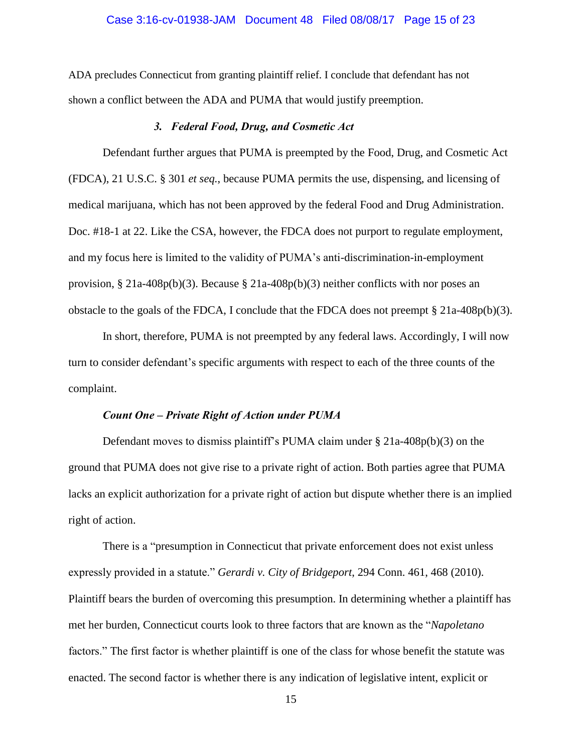ADA precludes Connecticut from granting plaintiff relief. I conclude that defendant has not shown a conflict between the ADA and PUMA that would justify preemption.

### *3. Federal Food, Drug, and Cosmetic Act*

Defendant further argues that PUMA is preempted by the Food, Drug, and Cosmetic Act (FDCA), 21 U.S.C. § 301 *et seq.*, because PUMA permits the use, dispensing, and licensing of medical marijuana, which has not been approved by the federal Food and Drug Administration. Doc. #18-1 at 22. Like the CSA, however, the FDCA does not purport to regulate employment, and my focus here is limited to the validity of PUMA's anti-discrimination-in-employment provision, § 21a-408p(b)(3). Because § 21a-408p(b)(3) neither conflicts with nor poses an obstacle to the goals of the FDCA, I conclude that the FDCA does not preempt § 21a-408p(b)(3).

In short, therefore, PUMA is not preempted by any federal laws. Accordingly, I will now turn to consider defendant's specific arguments with respect to each of the three counts of the complaint.

### *Count One – Private Right of Action under PUMA*

Defendant moves to dismiss plaintiff's PUMA claim under § 21a-408p(b)(3) on the ground that PUMA does not give rise to a private right of action. Both parties agree that PUMA lacks an explicit authorization for a private right of action but dispute whether there is an implied right of action.

There is a "presumption in Connecticut that private enforcement does not exist unless expressly provided in a statute." *Gerardi v. City of Bridgeport*, 294 Conn. 461, 468 (2010). Plaintiff bears the burden of overcoming this presumption. In determining whether a plaintiff has met her burden, Connecticut courts look to three factors that are known as the "*Napoletano* factors." The first factor is whether plaintiff is one of the class for whose benefit the statute was enacted. The second factor is whether there is any indication of legislative intent, explicit or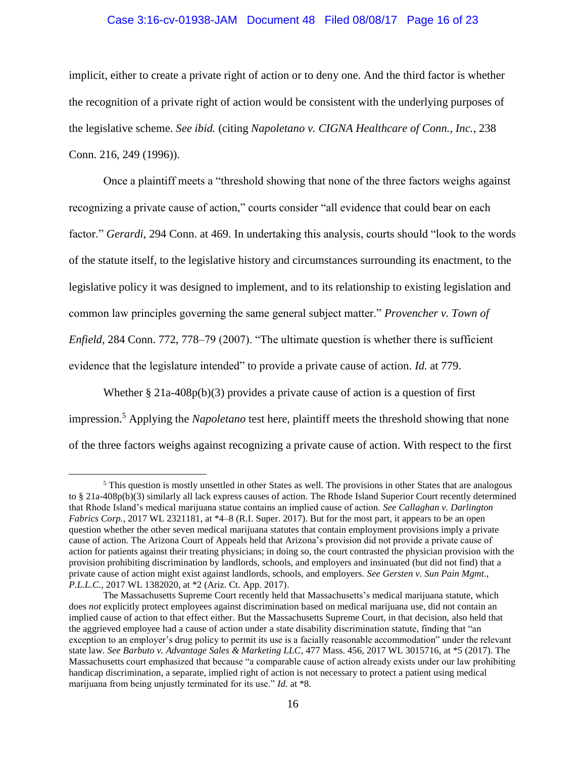implicit, either to create a private right of action or to deny one. And the third factor is whether the recognition of a private right of action would be consistent with the underlying purposes of the legislative scheme. *See ibid.* (citing *Napoletano v. CIGNA Healthcare of Conn., Inc.*, 238 Conn. 216, 249 (1996)).

Once a plaintiff meets a "threshold showing that none of the three factors weighs against recognizing a private cause of action," courts consider "all evidence that could bear on each factor." *Gerardi*, 294 Conn. at 469. In undertaking this analysis, courts should "look to the words of the statute itself, to the legislative history and circumstances surrounding its enactment, to the legislative policy it was designed to implement, and to its relationship to existing legislation and common law principles governing the same general subject matter." *Provencher v. Town of Enfield*, 284 Conn. 772, 778–79 (2007). "The ultimate question is whether there is sufficient evidence that the legislature intended" to provide a private cause of action. *Id.* at 779.

Whether § 21a-408p(b)(3) provides a private cause of action is a question of first impression.[5] Applying the *Napoletano* test here, plaintiff meets the threshold showing that none of the three factors weighs against recognizing a private cause of action. With respect to the first

---

[5] This question is mostly unsettled in other States as well. The provisions in other States that are analogous to § 21a-408p(b)(3) similarly all lack express causes of action. The Rhode Island Superior Court recently determined that Rhode Island's medical marijuana statue contains an implied cause of action. *See Callaghan v. Darlington Fabrics Corp.*, 2017 WL 2321181, at *4–8 (R.I. Super. 2017). But for the most part, it appears to be an open question whether the other seven medical marijuana statutes that contain employment provisions imply a private cause of action. The Arizona Court of Appeals held that Arizona's provision did not provide a private cause of action for patients against their treating physicians; in doing so, the court contrasted the physician provision with the provision prohibiting discrimination by landlords, schools, and employers and insinuated (but did not find) that a private cause of action might exist against landlords, schools, and employers. *See Gersten v. Sun Pain Mgmt., P.L.L.C.*, 2017 WL 1382020, at *2 (Ariz. Ct. App. 2017).

The Massachusetts Supreme Court recently held that Massachusetts's medical marijuana statute, which does *not* explicitly protect employees against discrimination based on medical marijuana use, did not contain an implied cause of action to that effect either. But the Massachusetts Supreme Court, in that decision, also held that the aggrieved employee had a cause of action under a state disability discrimination statute, finding that "an exception to an employer's drug policy to permit its use is a facially reasonable accommodation" under the relevant state law. *See Barbuto v. Advantage Sales & Marketing LLC*, 477 Mass. 456, 2017 WL 3015716, at *5 (2017). The Massachusetts court emphasized that because "a comparable cause of action already exists under our law prohibiting handicap discrimination, a separate, implied right of action is not necessary to protect a patient using medical marijuana from being unjustly terminated for its use." *Id.* at *8.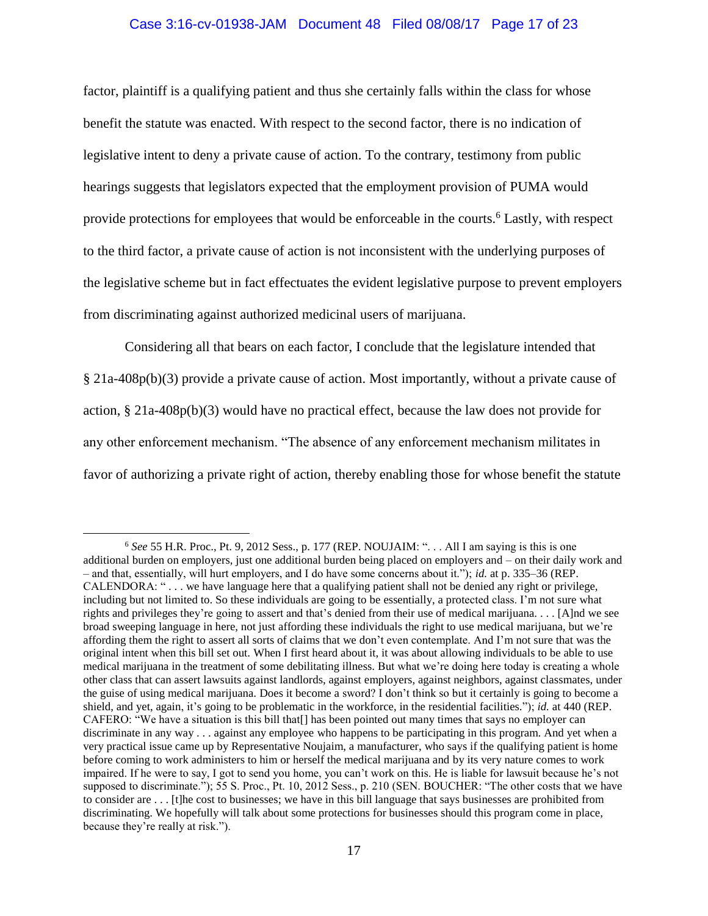factor, plaintiff is a qualifying patient and thus she certainly falls within the class for whose benefit the statute was enacted. With respect to the second factor, there is no indication of legislative intent to deny a private cause of action. To the contrary, testimony from public hearings suggests that legislators expected that the employment provision of PUMA would provide protections for employees that would be enforceable in the courts.[6] Lastly, with respect to the third factor, a private cause of action is not inconsistent with the underlying purposes of the legislative scheme but in fact effectuates the evident legislative purpose to prevent employers from discriminating against authorized medicinal users of marijuana.

Considering all that bears on each factor, I conclude that the legislature intended that § 21a-408p(b)(3) provide a private cause of action. Most importantly, without a private cause of action, § 21a-408p(b)(3) would have no practical effect, because the law does not provide for any other enforcement mechanism. "The absence of any enforcement mechanism militates in favor of authorizing a private right of action, thereby enabling those for whose benefit the statute

---

[6] *See* 55 H.R. Proc., Pt. 9, 2012 Sess., p. 177 (REP. NOUJAIM: ". . . All I am saying is this is one additional burden on employers, just one additional burden being placed on employers and – on their daily work and – and that, essentially, will hurt employers, and I do have some concerns about it."); *id.* at p. 335–36 (REP. CALENDORA: " . . . we have language here that a qualifying patient shall not be denied any right or privilege, including but not limited to. So these individuals are going to be essentially, a protected class. I'm not sure what rights and privileges they're going to assert and that's denied from their use of medical marijuana. . . . [A]nd we see broad sweeping language in here, not just affording these individuals the right to use medical marijuana, but we're affording them the right to assert all sorts of claims that we don't even contemplate. And I'm not sure that was the original intent when this bill set out. When I first heard about it, it was about allowing individuals to be able to use medical marijuana in the treatment of some debilitating illness. But what we're doing here today is creating a whole other class that can assert lawsuits against landlords, against employers, against neighbors, against classmates, under the guise of using medical marijuana. Does it become a sword? I don't think so but it certainly is going to become a shield, and yet, again, it's going to be problematic in the workforce, in the residential facilities."); *id.* at 440 (REP. CAFERO: "We have a situation is this bill that[] has been pointed out many times that says no employer can discriminate in any way . . . against any employee who happens to be participating in this program. And yet when a very practical issue came up by Representative Noujaim, a manufacturer, who says if the qualifying patient is home before coming to work administers to him or herself the medical marijuana and by its very nature comes to work impaired. If he were to say, I got to send you home, you can't work on this. He is liable for lawsuit because he's not supposed to discriminate."); 55 S. Proc., Pt. 10, 2012 Sess., p. 210 (SEN. BOUCHER: "The other costs that we have to consider are . . . [t]he cost to businesses; we have in this bill language that says businesses are prohibited from discriminating. We hopefully will talk about some protections for businesses should this program come in place, because they're really at risk.").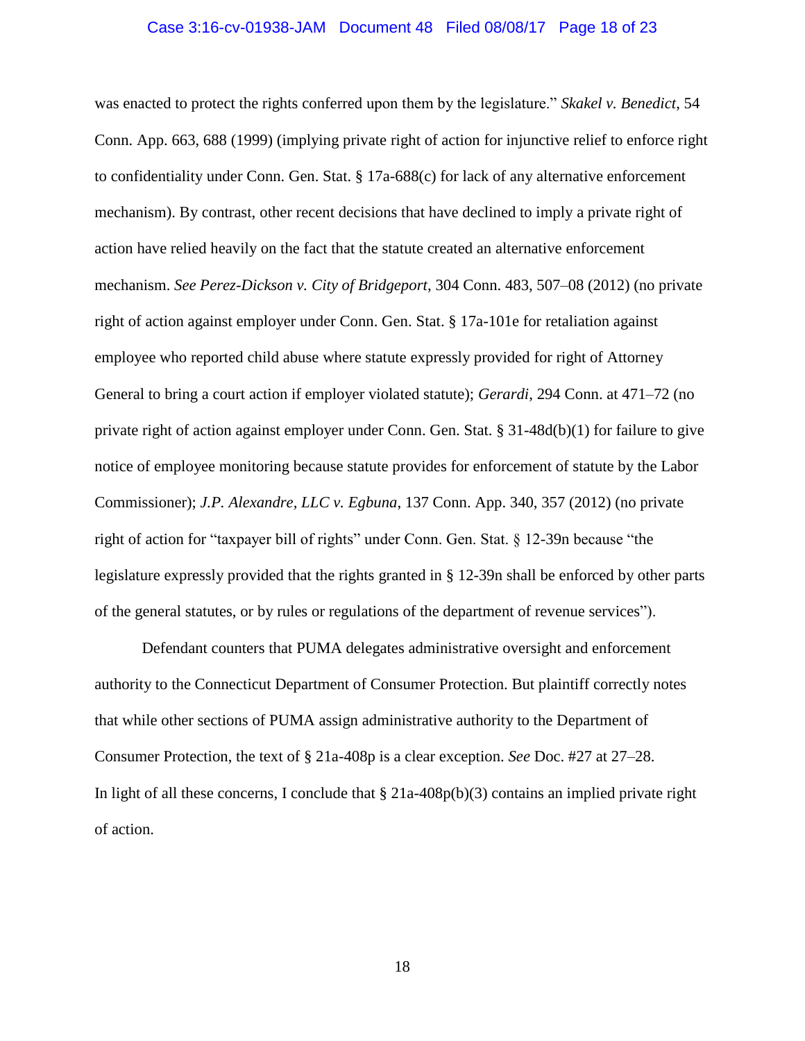was enacted to protect the rights conferred upon them by the legislature." *Skakel v. Benedict*, 54 Conn. App. 663, 688 (1999) (implying private right of action for injunctive relief to enforce right to confidentiality under Conn. Gen. Stat. § 17a-688(c) for lack of any alternative enforcement mechanism). By contrast, other recent decisions that have declined to imply a private right of action have relied heavily on the fact that the statute created an alternative enforcement mechanism. *See Perez-Dickson v. City of Bridgeport*, 304 Conn. 483, 507–08 (2012) (no private right of action against employer under Conn. Gen. Stat. § 17a-101e for retaliation against employee who reported child abuse where statute expressly provided for right of Attorney General to bring a court action if employer violated statute); *Gerardi*, 294 Conn. at 471–72 (no private right of action against employer under Conn. Gen. Stat. § 31-48d(b)(1) for failure to give notice of employee monitoring because statute provides for enforcement of statute by the Labor Commissioner); *J.P. Alexandre, LLC v. Egbuna*, 137 Conn. App. 340, 357 (2012) (no private right of action for "taxpayer bill of rights" under Conn. Gen. Stat. § 12-39n because "the legislature expressly provided that the rights granted in § 12-39n shall be enforced by other parts of the general statutes, or by rules or regulations of the department of revenue services").

Defendant counters that PUMA delegates administrative oversight and enforcement authority to the Connecticut Department of Consumer Protection. But plaintiff correctly notes that while other sections of PUMA assign administrative authority to the Department of Consumer Protection, the text of § 21a-408p is a clear exception. *See* Doc. #27 at 27–28. In light of all these concerns, I conclude that § 21a-408p(b)(3) contains an implied private right of action.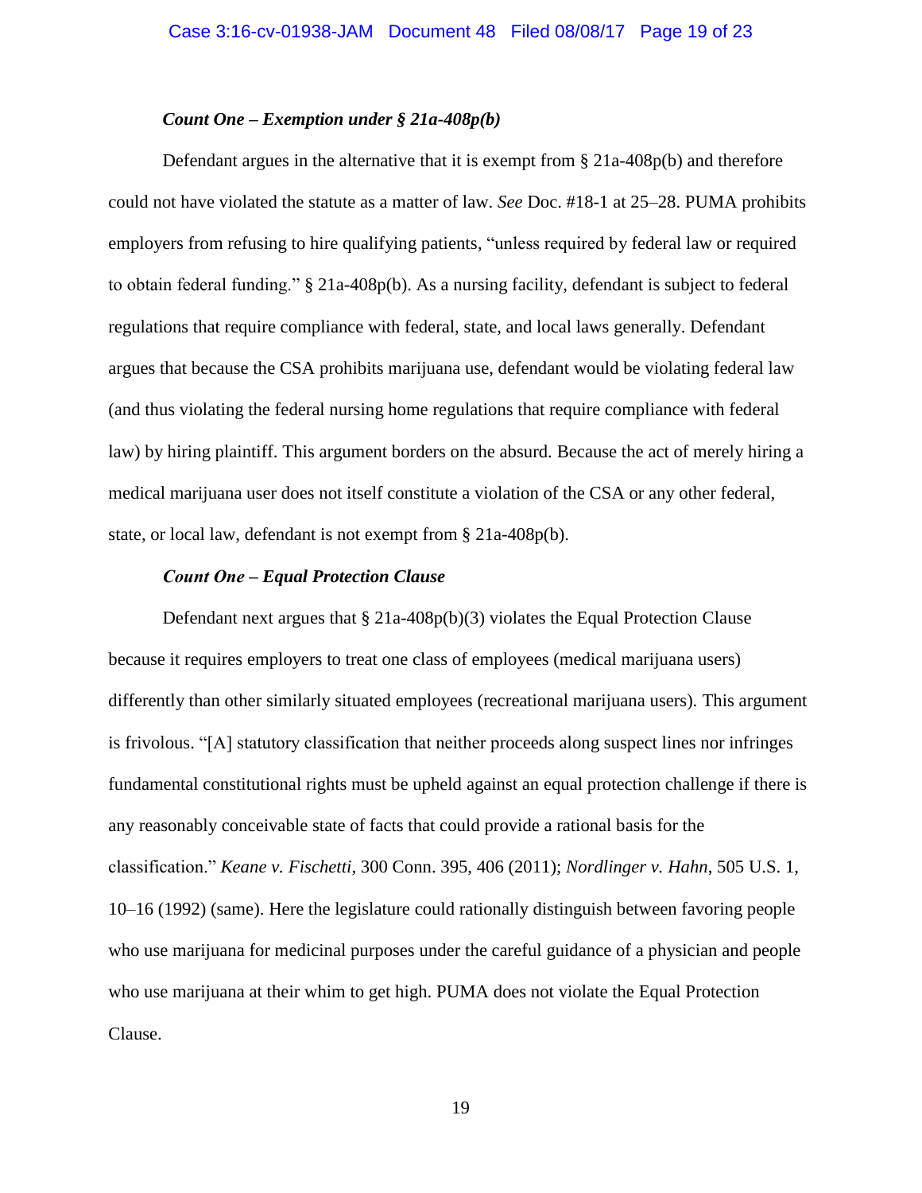***Count One – Exemption under § 21a-408p(b)***

Defendant argues in the alternative that it is exempt from § 21a-408p(b) and therefore could not have violated the statute as a matter of law. *See* Doc. #18-1 at 25–28. PUMA prohibits employers from refusing to hire qualifying patients, "unless required by federal law or required to obtain federal funding." § 21a-408p(b). As a nursing facility, defendant is subject to federal regulations that require compliance with federal, state, and local laws generally. Defendant argues that because the CSA prohibits marijuana use, defendant would be violating federal law (and thus violating the federal nursing home regulations that require compliance with federal law) by hiring plaintiff. This argument borders on the absurd. Because the act of merely hiring a medical marijuana user does not itself constitute a violation of the CSA or any other federal, state, or local law, defendant is not exempt from § 21a-408p(b).

***Count One – Equal Protection Clause***

Defendant next argues that § 21a-408p(b)(3) violates the Equal Protection Clause because it requires employers to treat one class of employees (medical marijuana users) differently than other similarly situated employees (recreational marijuana users). This argument is frivolous. "[A] statutory classification that neither proceeds along suspect lines nor infringes fundamental constitutional rights must be upheld against an equal protection challenge if there is any reasonably conceivable state of facts that could provide a rational basis for the classification." *Keane v. Fischetti*, 300 Conn. 395, 406 (2011); *Nordlinger v. Hahn*, 505 U.S. 1, 10–16 (1992) (same). Here the legislature could rationally distinguish between favoring people who use marijuana for medicinal purposes under the careful guidance of a physician and people who use marijuana at their whim to get high. PUMA does not violate the Equal Protection Clause.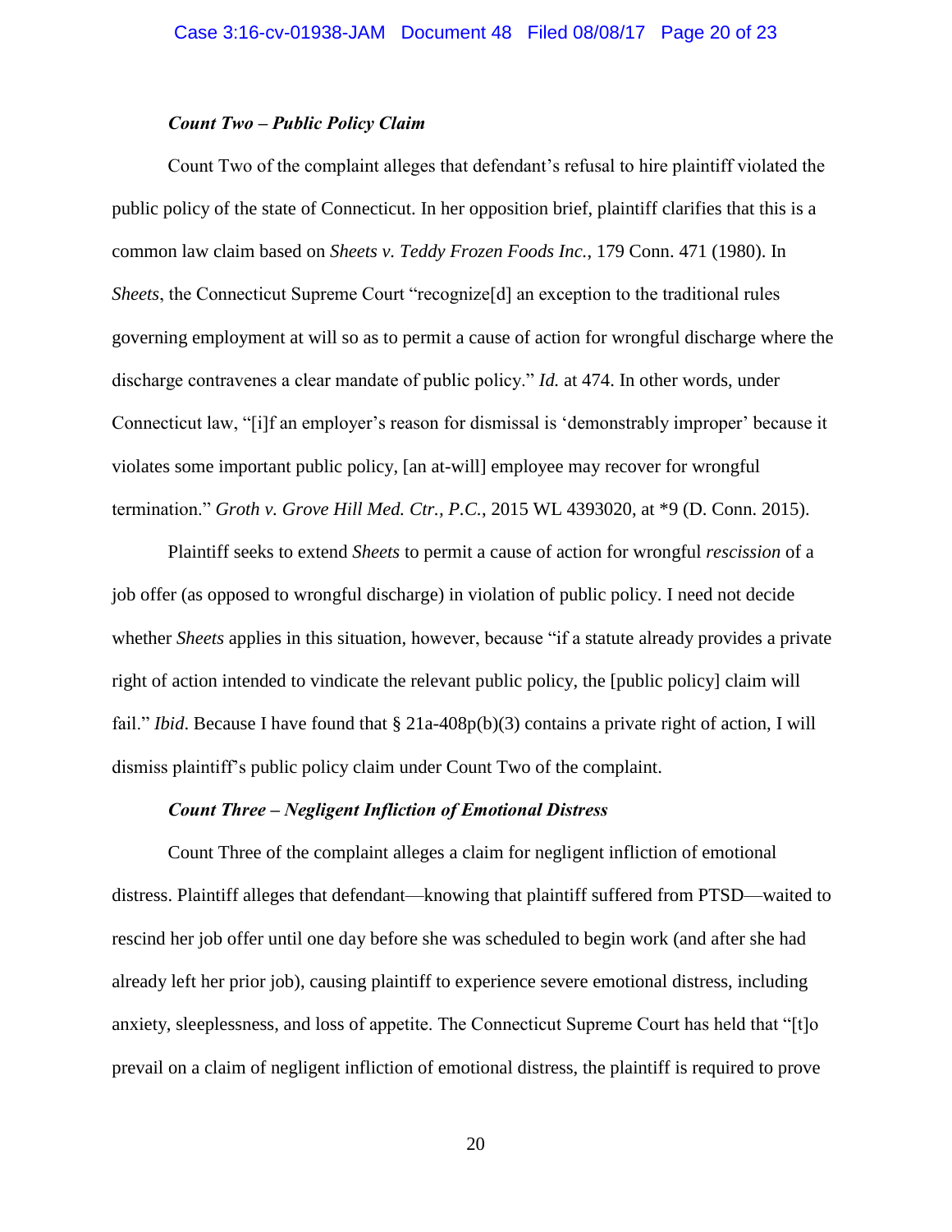***Count Two – Public Policy Claim***

Count Two of the complaint alleges that defendant's refusal to hire plaintiff violated the public policy of the state of Connecticut. In her opposition brief, plaintiff clarifies that this is a common law claim based on *Sheets v. Teddy Frozen Foods Inc.*, 179 Conn. 471 (1980). In *Sheets*, the Connecticut Supreme Court "recognize[d] an exception to the traditional rules governing employment at will so as to permit a cause of action for wrongful discharge where the discharge contravenes a clear mandate of public policy." *Id.* at 474. In other words, under Connecticut law, "[i]f an employer's reason for dismissal is 'demonstrably improper' because it violates some important public policy, [an at-will] employee may recover for wrongful termination." *Groth v. Grove Hill Med. Ctr., P.C.*, 2015 WL 4393020, at *9 (D. Conn. 2015).

Plaintiff seeks to extend *Sheets* to permit a cause of action for wrongful *rescission* of a job offer (as opposed to wrongful discharge) in violation of public policy. I need not decide whether *Sheets* applies in this situation, however, because "if a statute already provides a private right of action intended to vindicate the relevant public policy, the [public policy] claim will fail." *Ibid*. Because I have found that § 21a-408p(b)(3) contains a private right of action, I will dismiss plaintiff's public policy claim under Count Two of the complaint.

***Count Three – Negligent Infliction of Emotional Distress***

Count Three of the complaint alleges a claim for negligent infliction of emotional distress. Plaintiff alleges that defendant—knowing that plaintiff suffered from PTSD—waited to rescind her job offer until one day before she was scheduled to begin work (and after she had already left her prior job), causing plaintiff to experience severe emotional distress, including anxiety, sleeplessness, and loss of appetite. The Connecticut Supreme Court has held that "[t]o prevail on a claim of negligent infliction of emotional distress, the plaintiff is required to prove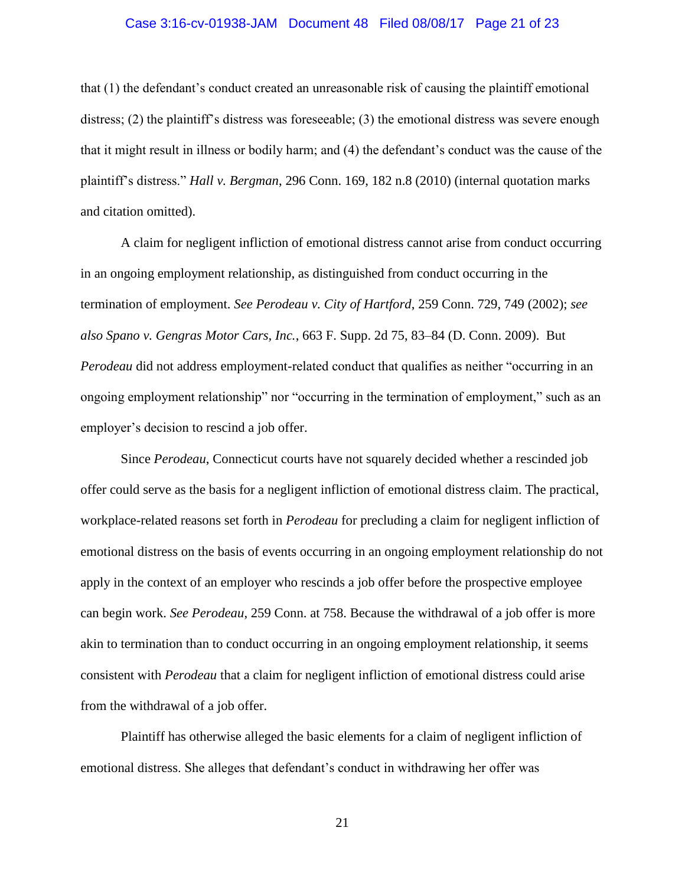that (1) the defendant's conduct created an unreasonable risk of causing the plaintiff emotional distress; (2) the plaintiff's distress was foreseeable; (3) the emotional distress was severe enough that it might result in illness or bodily harm; and (4) the defendant's conduct was the cause of the plaintiff's distress." *Hall v. Bergman*, 296 Conn. 169, 182 n.8 (2010) (internal quotation marks and citation omitted).

A claim for negligent infliction of emotional distress cannot arise from conduct occurring in an ongoing employment relationship, as distinguished from conduct occurring in the termination of employment. *See Perodeau v. City of Hartford*, 259 Conn. 729, 749 (2002); *see also Spano v. Gengras Motor Cars, Inc.*, 663 F. Supp. 2d 75, 83–84 (D. Conn. 2009). But *Perodeau* did not address employment-related conduct that qualifies as neither "occurring in an ongoing employment relationship" nor "occurring in the termination of employment," such as an employer's decision to rescind a job offer.

Since *Perodeau*, Connecticut courts have not squarely decided whether a rescinded job offer could serve as the basis for a negligent infliction of emotional distress claim. The practical, workplace-related reasons set forth in *Perodeau* for precluding a claim for negligent infliction of emotional distress on the basis of events occurring in an ongoing employment relationship do not apply in the context of an employer who rescinds a job offer before the prospective employee can begin work. *See Perodeau*, 259 Conn. at 758. Because the withdrawal of a job offer is more akin to termination than to conduct occurring in an ongoing employment relationship, it seems consistent with *Perodeau* that a claim for negligent infliction of emotional distress could arise from the withdrawal of a job offer.

Plaintiff has otherwise alleged the basic elements for a claim of negligent infliction of emotional distress. She alleges that defendant's conduct in withdrawing her offer was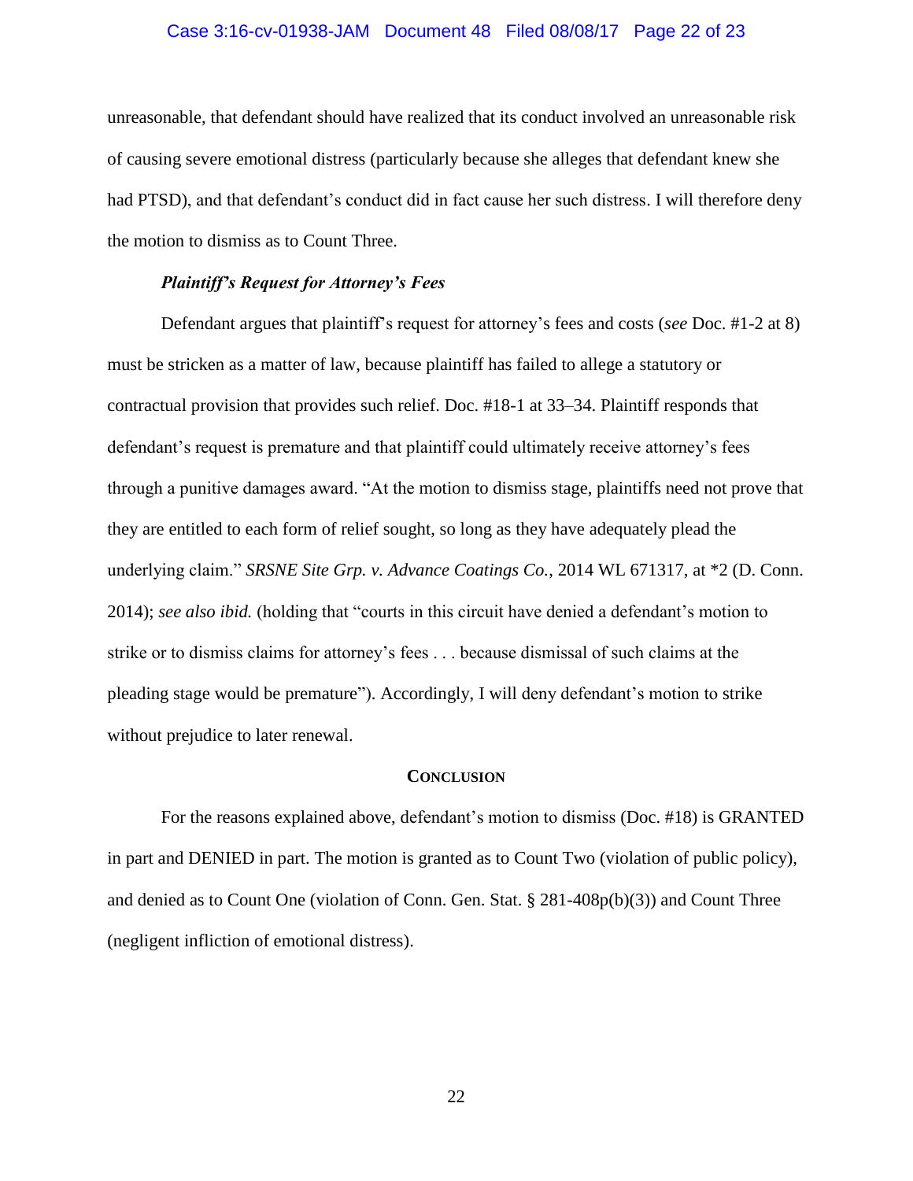unreasonable, that defendant should have realized that its conduct involved an unreasonable risk of causing severe emotional distress (particularly because she alleges that defendant knew she had PTSD), and that defendant's conduct did in fact cause her such distress. I will therefore deny the motion to dismiss as to Count Three.

***Plaintiff's Request for Attorney's Fees***

Defendant argues that plaintiff's request for attorney's fees and costs (*see* Doc. #1-2 at 8) must be stricken as a matter of law, because plaintiff has failed to allege a statutory or contractual provision that provides such relief. Doc. #18-1 at 33–34. Plaintiff responds that defendant's request is premature and that plaintiff could ultimately receive attorney's fees through a punitive damages award. "At the motion to dismiss stage, plaintiffs need not prove that they are entitled to each form of relief sought, so long as they have adequately plead the underlying claim." *SRSNE Site Grp. v. Advance Coatings Co.*, 2014 WL 671317, at *2 (D. Conn. 2014); *see also ibid.* (holding that "courts in this circuit have denied a defendant's motion to strike or to dismiss claims for attorney's fees . . . because dismissal of such claims at the pleading stage would be premature"). Accordingly, I will deny defendant's motion to strike without prejudice to later renewal.

**CONCLUSION**

For the reasons explained above, defendant's motion to dismiss (Doc. #18) is GRANTED in part and DENIED in part. The motion is granted as to Count Two (violation of public policy), and denied as to Count One (violation of Conn. Gen. Stat. § 281-408p(b)(3)) and Count Three (negligent infliction of emotional distress).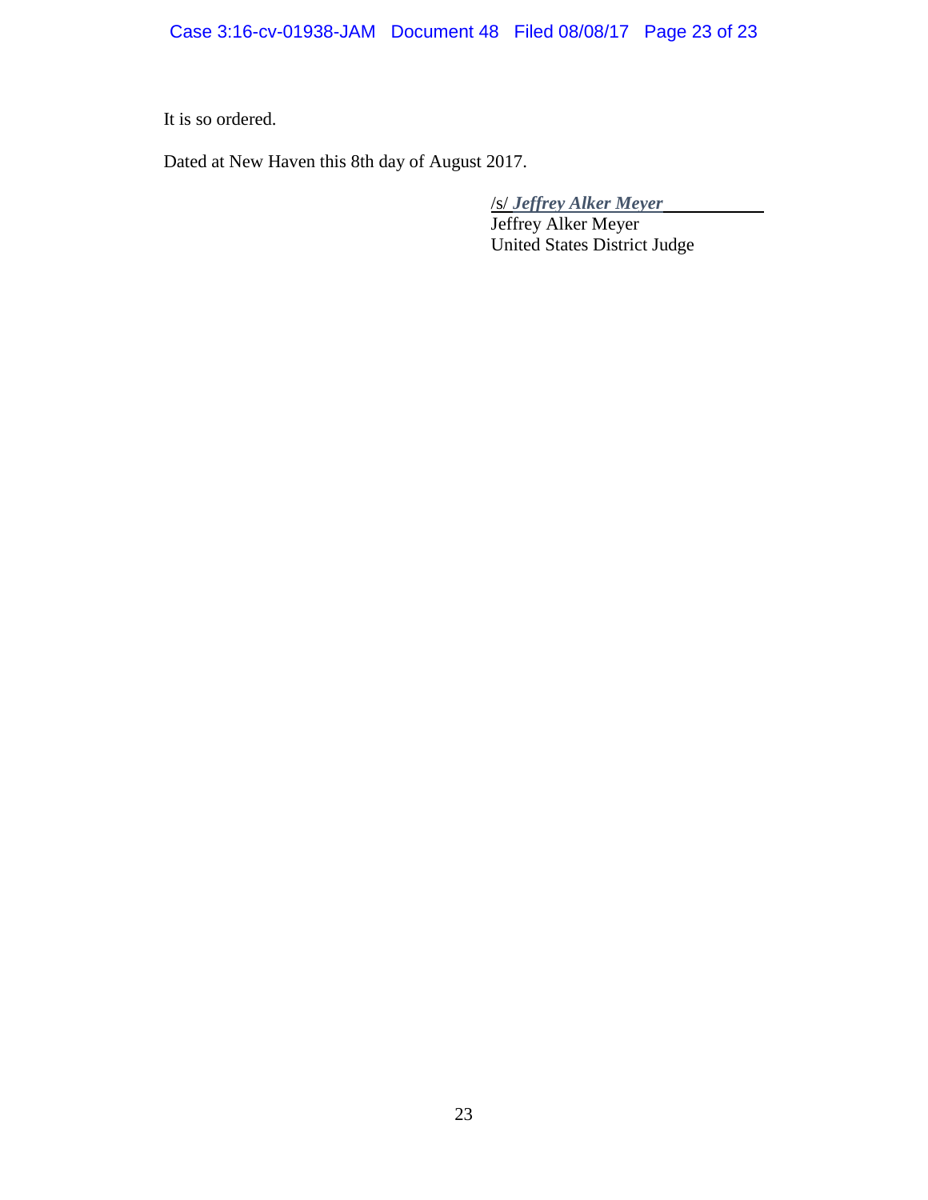It is so ordered.

Dated at New Haven this 8th day of August 2017.

/s/ *Jeffrey Alker Meyer*
Jeffrey Alker Meyer
United States District Judge